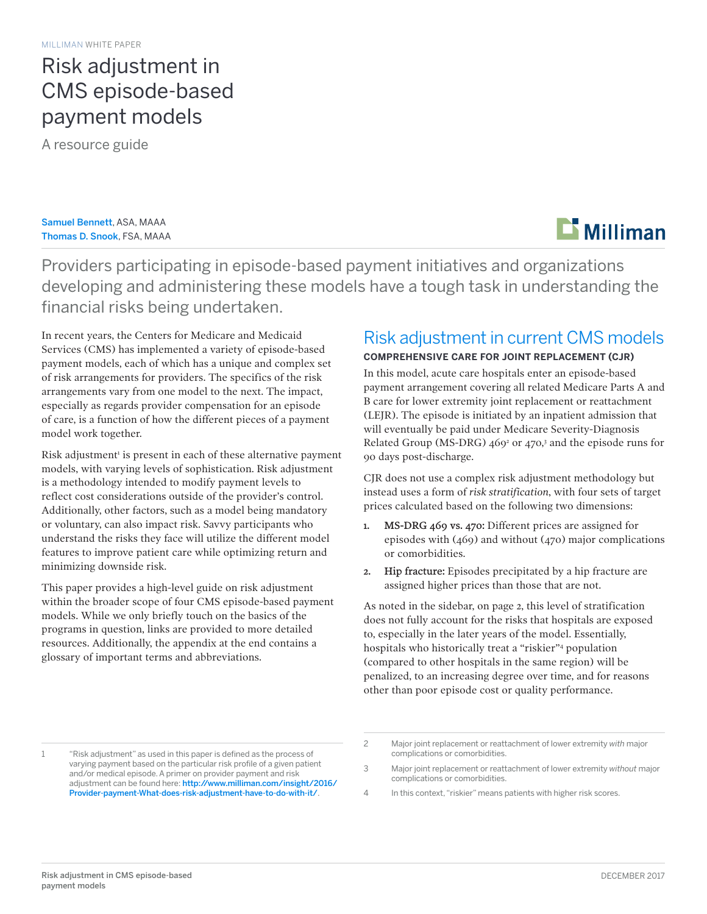MILLIMAN WHITE PAPER

# Risk adjustment in CMS episode-based payment models

A resource guide

Samuel Bennett, ASA, MAAA
Thomas D. Snook, FSA, MAAA

Providers participating in episode-based payment initiatives and organizations developing and administering these models have a tough task in understanding the financial risks being undertaken.

In recent years, the Centers for Medicare and Medicaid Services (CMS) has implemented a variety of episode-based payment models, each of which has a unique and complex set of risk arrangements for providers. The specifics of the risk arrangements vary from one model to the next. The impact, especially as regards provider compensation for an episode of care, is a function of how the different pieces of a payment model work together.

Risk adjustment[1] is present in each of these alternative payment models, with varying levels of sophistication. Risk adjustment is a methodology intended to modify payment levels to reflect cost considerations outside of the provider's control. Additionally, other factors, such as a model being mandatory or voluntary, can also impact risk. Savvy participants who understand the risks they face will utilize the different model features to improve patient care while optimizing return and minimizing downside risk.

This paper provides a high-level guide on risk adjustment within the broader scope of four CMS episode-based payment models. While we only briefly touch on the basics of the programs in question, links are provided to more detailed resources. Additionally, the appendix at the end contains a glossary of important terms and abbreviations.

## Risk adjustment in current CMS models

### COMPREHENSIVE CARE FOR JOINT REPLACEMENT (CJR)

In this model, acute care hospitals enter an episode-based payment arrangement covering all related Medicare Parts A and B care for lower extremity joint replacement or reattachment (LEJR). The episode is initiated by an inpatient admission that will eventually be paid under Medicare Severity-Diagnosis Related Group (MS-DRG) 469[2] or 470,[3] and the episode runs for 90 days post-discharge.

CJR does not use a complex risk adjustment methodology but instead uses a form of *risk stratification*, with four sets of target prices calculated based on the following two dimensions:

1. **MS-DRG 469 vs. 470:** Different prices are assigned for episodes with (469) and without (470) major complications or comorbidities.
2. **Hip fracture:** Episodes precipitated by a hip fracture are assigned higher prices than those that are not.

As noted in the sidebar, on page 2, this level of stratification does not fully account for the risks that hospitals are exposed to, especially in the later years of the model. Essentially, hospitals who historically treat a "riskier"[4] population (compared to other hospitals in the same region) will be penalized, to an increasing degree over time, and for reasons other than poor episode cost or quality performance.

---

1. "Risk adjustment" as used in this paper is defined as the process of varying payment based on the particular risk profile of a given patient and/or medical episode. A primer on provider payment and risk adjustment can be found here: http://www.milliman.com/insight/2016/Provider-payment-What-does-risk-adjustment-have-to-do-with-it/.

2. Major joint replacement or reattachment of lower extremity *with* major complications or comorbidities.

3. Major joint replacement or reattachment of lower extremity *without* major complications or comorbidities.

4. In this context, "riskier" means patients with higher risk scores.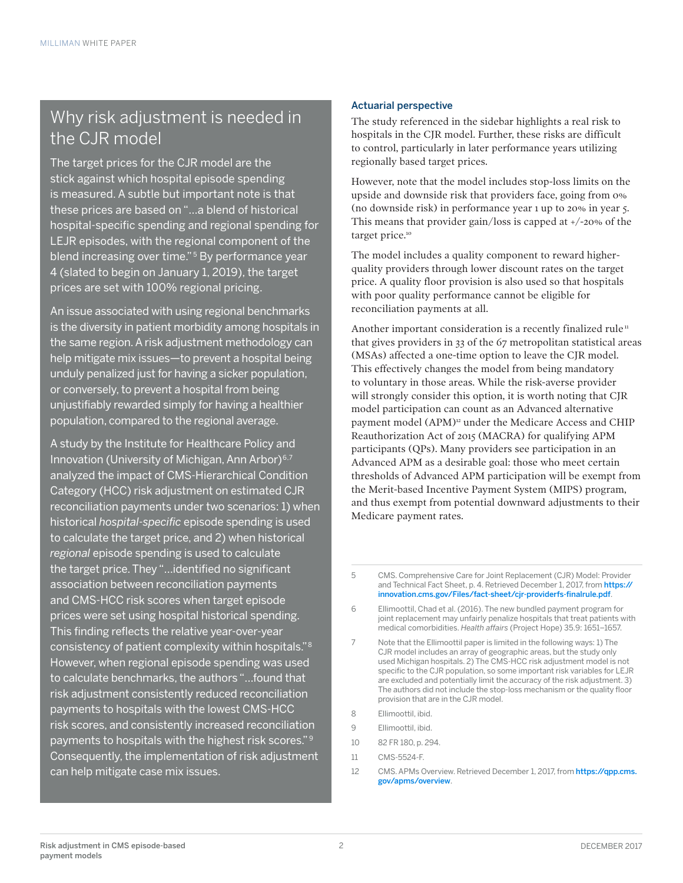## Why risk adjustment is needed in the CJR model

The target prices for the CJR model are the stick against which hospital episode spending is measured. A subtle but important note is that these prices are based on "...a blend of historical hospital-specific spending and regional spending for LEJR episodes, with the regional component of the blend increasing over time."[5] By performance year 4 (slated to begin on January 1, 2019), the target prices are set with 100% regional pricing.

An issue associated with using regional benchmarks is the diversity in patient morbidity among hospitals in the same region. A risk adjustment methodology can help mitigate mix issues—to prevent a hospital being unduly penalized just for having a sicker population, or conversely, to prevent a hospital from being unjustifiably rewarded simply for having a healthier population, compared to the regional average.

A study by the Institute for Healthcare Policy and Innovation (University of Michigan, Ann Arbor)[6,7] analyzed the impact of CMS-Hierarchical Condition Category (HCC) risk adjustment on estimated CJR reconciliation payments under two scenarios: 1) when historical *hospital-specific* episode spending is used to calculate the target price, and 2) when historical *regional* episode spending is used to calculate the target price. They "...identified no significant association between reconciliation payments and CMS-HCC risk scores when target episode prices were set using hospital historical spending. This finding reflects the relative year-over-year consistency of patient complexity within hospitals."[8] However, when regional episode spending was used to calculate benchmarks, the authors "...found that risk adjustment consistently reduced reconciliation payments to hospitals with the lowest CMS-HCC risk scores, and consistently increased reconciliation payments to hospitals with the highest risk scores."[9] Consequently, the implementation of risk adjustment can help mitigate case mix issues.

### Actuarial perspective

The study referenced in the sidebar highlights a real risk to hospitals in the CJR model. Further, these risks are difficult to control, particularly in later performance years utilizing regionally based target prices.

However, note that the model includes stop-loss limits on the upside and downside risk that providers face, going from 0% (no downside risk) in performance year 1 up to 20% in year 5. This means that provider gain/loss is capped at +/-20% of the target price.[10]

The model includes a quality component to reward higher-quality providers through lower discount rates on the target price. A quality floor provision is also used so that hospitals with poor quality performance cannot be eligible for reconciliation payments at all.

Another important consideration is a recently finalized rule[11] that gives providers in 33 of the 67 metropolitan statistical areas (MSAs) affected a one-time option to leave the CJR model. This effectively changes the model from being mandatory to voluntary in those areas. While the risk-averse provider will strongly consider this option, it is worth noting that CJR model participation can count as an Advanced alternative payment model (APM)[12] under the Medicare Access and CHIP Reauthorization Act of 2015 (MACRA) for qualifying APM participants (QPs). Many providers see participation in an Advanced APM as a desirable goal: those who meet certain thresholds of Advanced APM participation will be exempt from the Merit-based Incentive Payment System (MIPS) program, and thus exempt from potential downward adjustments to their Medicare payment rates.

---

5. CMS. Comprehensive Care for Joint Replacement (CJR) Model: Provider and Technical Fact Sheet, p. 4. Retrieved December 1, 2017, from https://innovation.cms.gov/Files/fact-sheet/cjr-providerfs-finalrule.pdf.
6. Ellimoottil, Chad et al. (2016). The new bundled payment program for joint replacement may unfairly penalize hospitals that treat patients with medical comorbidities. *Health affairs* (Project Hope) 35.9: 1651–1657.
7. Note that the Ellimoottil paper is limited in the following ways: 1) The CJR model includes an array of geographic areas, but the study only used Michigan hospitals. 2) The CMS-HCC risk adjustment model is not specific to the CJR population, so some important risk variables for LEJR are excluded and potentially limit the accuracy of the risk adjustment. 3) The authors did not include the stop-loss mechanism or the quality floor provision that are in the CJR model.
8. Ellimoottil, ibid.
9. Ellimoottil, ibid.
10. 82 FR 180, p. 294.
11. CMS-5524-F.
12. CMS. APMs Overview. Retrieved December 1, 2017, from https://qpp.cms.gov/apms/overview.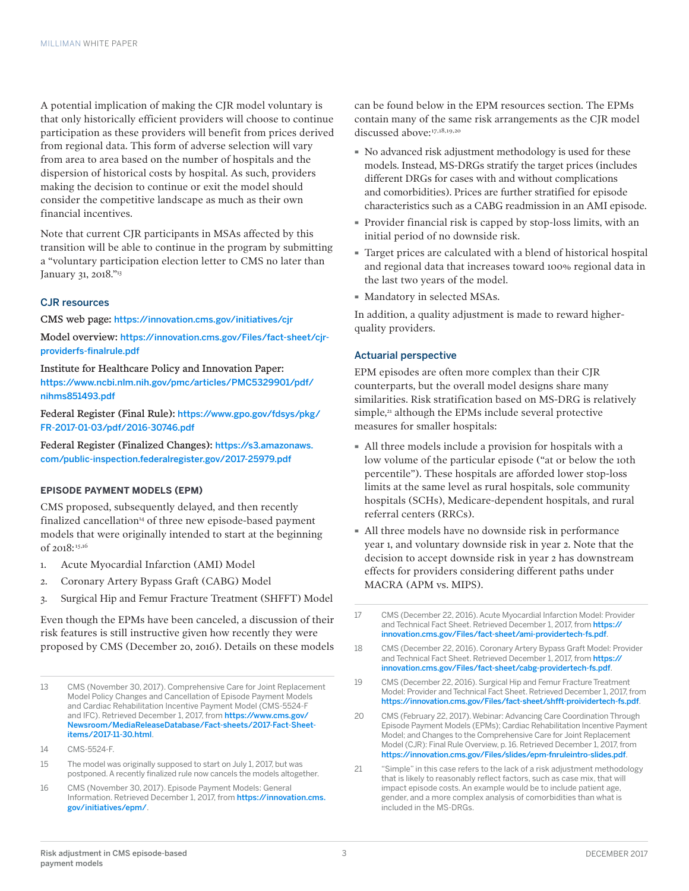A potential implication of making the CJR model voluntary is that only historically efficient providers will choose to continue participation as these providers will benefit from prices derived from regional data. This form of adverse selection will vary from area to area based on the number of hospitals and the dispersion of historical costs by hospital. As such, providers making the decision to continue or exit the model should consider the competitive landscape as much as their own financial incentives.

Note that current CJR participants in MSAs affected by this transition will be able to continue in the program by submitting a "voluntary participation election letter to CMS no later than January 31, 2018."[13]

### CJR resources

CMS web page: https://innovation.cms.gov/initiatives/cjr

Model overview: https://innovation.cms.gov/Files/fact-sheet/cjr-providerfs-finalrule.pdf

Institute for Healthcare Policy and Innovation Paper: https://www.ncbi.nlm.nih.gov/pmc/articles/PMC5329901/pdf/nihms851493.pdf

Federal Register (Final Rule): https://www.gpo.gov/fdsys/pkg/FR-2017-01-03/pdf/2016-30746.pdf

Federal Register (Finalized Changes): https://s3.amazonaws.com/public-inspection.federalregister.gov/2017-25979.pdf

## EPISODE PAYMENT MODELS (EPM)

CMS proposed, subsequently delayed, and then recently finalized cancellation[14] of three new episode-based payment models that were originally intended to start at the beginning of 2018:[15,16]

1. Acute Myocardial Infarction (AMI) Model
2. Coronary Artery Bypass Graft (CABG) Model
3. Surgical Hip and Femur Fracture Treatment (SHFFT) Model

Even though the EPMs have been canceled, a discussion of their risk features is still instructive given how recently they were proposed by CMS (December 20, 2016). Details on these models can be found below in the EPM resources section. The EPMs contain many of the same risk arrangements as the CJR model discussed above:[17,18,19,20]

- No advanced risk adjustment methodology is used for these models. Instead, MS-DRGs stratify the target prices (includes different DRGs for cases with and without complications and comorbidities). Prices are further stratified for episode characteristics such as a CABG readmission in an AMI episode.
- Provider financial risk is capped by stop-loss limits, with an initial period of no downside risk.
- Target prices are calculated with a blend of historical hospital and regional data that increases toward 100% regional data in the last two years of the model.
- Mandatory in selected MSAs.

In addition, a quality adjustment is made to reward higher-quality providers.

### Actuarial perspective

EPM episodes are often more complex than their CJR counterparts, but the overall model designs share many similarities. Risk stratification based on MS-DRG is relatively simple,[21] although the EPMs include several protective measures for smaller hospitals:

- All three models include a provision for hospitals with a low volume of the particular episode ("at or below the 10th percentile"). These hospitals are afforded lower stop-loss limits at the same level as rural hospitals, sole community hospitals (SCHs), Medicare-dependent hospitals, and rural referral centers (RRCs).
- All three models have no downside risk in performance year 1, and voluntary downside risk in year 2. Note that the decision to accept downside risk in year 2 has downstream effects for providers considering different paths under MACRA (APM vs. MIPS).

---

13 CMS (November 30, 2017). Comprehensive Care for Joint Replacement Model Policy Changes and Cancellation of Episode Payment Models and Cardiac Rehabilitation Incentive Payment Model (CMS-5524-F and IFC). Retrieved December 1, 2017, from https://www.cms.gov/Newsroom/MediaReleaseDatabase/Fact-sheets/2017-Fact-Sheet-items/2017-11-30.html.

14 CMS-5524-F.

15 The model was originally supposed to start on July 1, 2017, but was postponed. A recently finalized rule now cancels the models altogether.

16 CMS (November 30, 2017). Episode Payment Models: General Information. Retrieved December 1, 2017, from https://innovation.cms.gov/initiatives/epm/.

17 CMS (December 22, 2016). Acute Myocardial Infarction Model: Provider and Technical Fact Sheet. Retrieved December 1, 2017, from https://innovation.cms.gov/Files/fact-sheet/ami-providertech-fs.pdf.

18 CMS (December 22, 2016). Coronary Artery Bypass Graft Model: Provider and Technical Fact Sheet. Retrieved December 1, 2017, from https://innovation.cms.gov/Files/fact-sheet/cabg-providertech-fs.pdf.

19 CMS (December 22, 2016). Surgical Hip and Femur Fracture Treatment Model: Provider and Technical Fact Sheet. Retrieved December 1, 2017, from https://innovation.cms.gov/Files/fact-sheet/shfft-proividertech-fs.pdf.

20 CMS (February 22, 2017). Webinar: Advancing Care Coordination Through Episode Payment Models (EPMs); Cardiac Rehabilitation Incentive Payment Model; and Changes to the Comprehensive Care for Joint Replacement Model (CJR): Final Rule Overview, p. 16. Retrieved December 1, 2017, from https://innovation.cms.gov/Files/slides/epm-fnruleintro-slides.pdf.

21 "Simple" in this case refers to the lack of a risk adjustment methodology that is likely to reasonably reflect factors, such as case mix, that will impact episode costs. An example would be to include patient age, gender, and a more complex analysis of comorbidities than what is included in the MS-DRGs.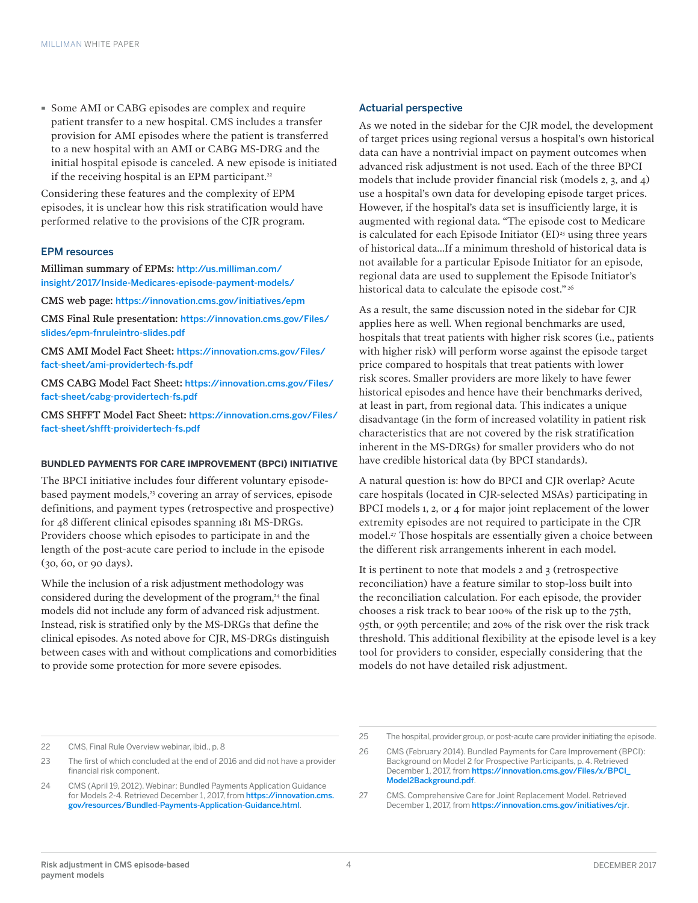- Some AMI or CABG episodes are complex and require patient transfer to a new hospital. CMS includes a transfer provision for AMI episodes where the patient is transferred to a new hospital with an AMI or CABG MS-DRG and the initial hospital episode is canceled. A new episode is initiated if the receiving hospital is an EPM participant.[22]

Considering these features and the complexity of EPM episodes, it is unclear how this risk stratification would have performed relative to the provisions of the CJR program.

### EPM resources

Milliman summary of EPMs: http://us.milliman.com/insight/2017/Inside-Medicares-episode-payment-models/

CMS web page: https://innovation.cms.gov/initiatives/epm

CMS Final Rule presentation: https://innovation.cms.gov/Files/slides/epm-fnruleintro-slides.pdf

CMS AMI Model Fact Sheet: https://innovation.cms.gov/Files/fact-sheet/ami-providertech-fs.pdf

CMS CABG Model Fact Sheet: https://innovation.cms.gov/Files/fact-sheet/cabg-providertech-fs.pdf

CMS SHFFT Model Fact Sheet: https://innovation.cms.gov/Files/fact-sheet/shfft-proividertech-fs.pdf

## BUNDLED PAYMENTS FOR CARE IMPROVEMENT (BPCI) INITIATIVE

The BPCI initiative includes four different voluntary episode-based payment models,[23] covering an array of services, episode definitions, and payment types (retrospective and prospective) for 48 different clinical episodes spanning 181 MS-DRGs. Providers choose which episodes to participate in and the length of the post-acute care period to include in the episode (30, 60, or 90 days).

While the inclusion of a risk adjustment methodology was considered during the development of the program,[24] the final models did not include any form of advanced risk adjustment. Instead, risk is stratified only by the MS-DRGs that define the clinical episodes. As noted above for CJR, MS-DRGs distinguish between cases with and without complications and comorbidities to provide some protection for more severe episodes.

### Actuarial perspective

As we noted in the sidebar for the CJR model, the development of target prices using regional versus a hospital's own historical data can have a nontrivial impact on payment outcomes when advanced risk adjustment is not used. Each of the three BPCI models that include provider financial risk (models 2, 3, and 4) use a hospital's own data for developing episode target prices. However, if the hospital's data set is insufficiently large, it is augmented with regional data. "The episode cost to Medicare is calculated for each Episode Initiator (EI)[25] using three years of historical data…If a minimum threshold of historical data is not available for a particular Episode Initiator for an episode, regional data are used to supplement the Episode Initiator's historical data to calculate the episode cost."[26]

As a result, the same discussion noted in the sidebar for CJR applies here as well. When regional benchmarks are used, hospitals that treat patients with higher risk scores (i.e., patients with higher risk) will perform worse against the episode target price compared to hospitals that treat patients with lower risk scores. Smaller providers are more likely to have fewer historical episodes and hence have their benchmarks derived, at least in part, from regional data. This indicates a unique disadvantage (in the form of increased volatility in patient risk characteristics that are not covered by the risk stratification inherent in the MS-DRGs) for smaller providers who do not have credible historical data (by BPCI standards).

A natural question is: how do BPCI and CJR overlap? Acute care hospitals (located in CJR-selected MSAs) participating in BPCI models 1, 2, or 4 for major joint replacement of the lower extremity episodes are not required to participate in the CJR model.[27] Those hospitals are essentially given a choice between the different risk arrangements inherent in each model.

It is pertinent to note that models 2 and 3 (retrospective reconciliation) have a feature similar to stop-loss built into the reconciliation calculation. For each episode, the provider chooses a risk track to bear 100% of the risk up to the 75th, 95th, or 99th percentile; and 20% of the risk over the risk track threshold. This additional flexibility at the episode level is a key tool for providers to consider, especially considering that the models do not have detailed risk adjustment.

---

22 CMS, Final Rule Overview webinar, ibid., p. 8

23 The first of which concluded at the end of 2016 and did not have a provider financial risk component.

24 CMS (April 19, 2012). Webinar: Bundled Payments Application Guidance for Models 2-4. Retrieved December 1, 2017, from https://innovation.cms.gov/resources/Bundled-Payments-Application-Guidance.html.

25 The hospital, provider group, or post-acute care provider initiating the episode.

26 CMS (February 2014). Bundled Payments for Care Improvement (BPCI): Background on Model 2 for Prospective Participants, p. 4. Retrieved December 1, 2017, from https://innovation.cms.gov/Files/x/BPCI_Model2Background.pdf.

27 CMS. Comprehensive Care for Joint Replacement Model. Retrieved December 1, 2017, from https://innovation.cms.gov/initiatives/cjr.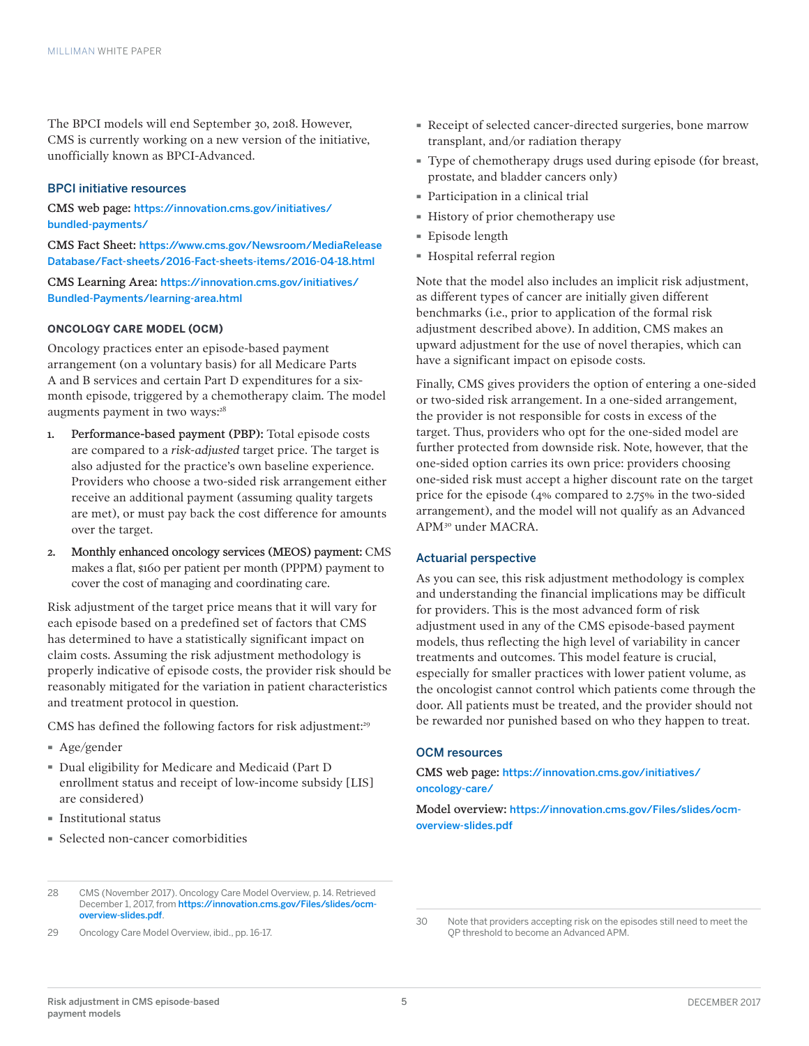The BPCI models will end September 30, 2018. However, CMS is currently working on a new version of the initiative, unofficially known as BPCI-Advanced.

### BPCI initiative resources

CMS web page: https://innovation.cms.gov/initiatives/bundled-payments/

CMS Fact Sheet: https://www.cms.gov/Newsroom/MediaReleaseDatabase/Fact-sheets/2016-Fact-sheets-items/2016-04-18.html

CMS Learning Area: https://innovation.cms.gov/initiatives/Bundled-Payments/learning-area.html

### ONCOLOGY CARE MODEL (OCM)

Oncology practices enter an episode-based payment arrangement (on a voluntary basis) for all Medicare Parts A and B services and certain Part D expenditures for a six-month episode, triggered by a chemotherapy claim. The model augments payment in two ways:[28]

1. **Performance-based payment (PBP):** Total episode costs are compared to a *risk-adjusted* target price. The target is also adjusted for the practice's own baseline experience. Providers who choose a two-sided risk arrangement either receive an additional payment (assuming quality targets are met), or must pay back the cost difference for amounts over the target.
2. **Monthly enhanced oncology services (MEOS) payment:** CMS makes a flat, $160 per patient per month (PPPM) payment to cover the cost of managing and coordinating care.

Risk adjustment of the target price means that it will vary for each episode based on a predefined set of factors that CMS has determined to have a statistically significant impact on claim costs. Assuming the risk adjustment methodology is properly indicative of episode costs, the provider risk should be reasonably mitigated for the variation in patient characteristics and treatment protocol in question.

CMS has defined the following factors for risk adjustment:[29]

- Age/gender
- Dual eligibility for Medicare and Medicaid (Part D enrollment status and receipt of low-income subsidy [LIS] are considered)
- Institutional status
- Selected non-cancer comorbidities
- Receipt of selected cancer-directed surgeries, bone marrow transplant, and/or radiation therapy
- Type of chemotherapy drugs used during episode (for breast, prostate, and bladder cancers only)
- Participation in a clinical trial
- History of prior chemotherapy use
- Episode length
- Hospital referral region

Note that the model also includes an implicit risk adjustment, as different types of cancer are initially given different benchmarks (i.e., prior to application of the formal risk adjustment described above). In addition, CMS makes an upward adjustment for the use of novel therapies, which can have a significant impact on episode costs.

Finally, CMS gives providers the option of entering a one-sided or two-sided risk arrangement. In a one-sided arrangement, the provider is not responsible for costs in excess of the target. Thus, providers who opt for the one-sided model are further protected from downside risk. Note, however, that the one-sided option carries its own price: providers choosing one-sided risk must accept a higher discount rate on the target price for the episode (4% compared to 2.75% in the two-sided arrangement), and the model will not qualify as an Advanced APM[30] under MACRA.

### Actuarial perspective

As you can see, this risk adjustment methodology is complex and understanding the financial implications may be difficult for providers. This is the most advanced form of risk adjustment used in any of the CMS episode-based payment models, thus reflecting the high level of variability in cancer treatments and outcomes. This model feature is crucial, especially for smaller practices with lower patient volume, as the oncologist cannot control which patients come through the door. All patients must be treated, and the provider should not be rewarded nor punished based on who they happen to treat.

### OCM resources

CMS web page: https://innovation.cms.gov/initiatives/oncology-care/

Model overview: https://innovation.cms.gov/Files/slides/ocm-overview-slides.pdf

---

28 CMS (November 2017). Oncology Care Model Overview, p. 14. Retrieved December 1, 2017, from https://innovation.cms.gov/Files/slides/ocm-overview-slides.pdf.

29 Oncology Care Model Overview, ibid., pp. 16-17.

30 Note that providers accepting risk on the episodes still need to meet the QP threshold to become an Advanced APM.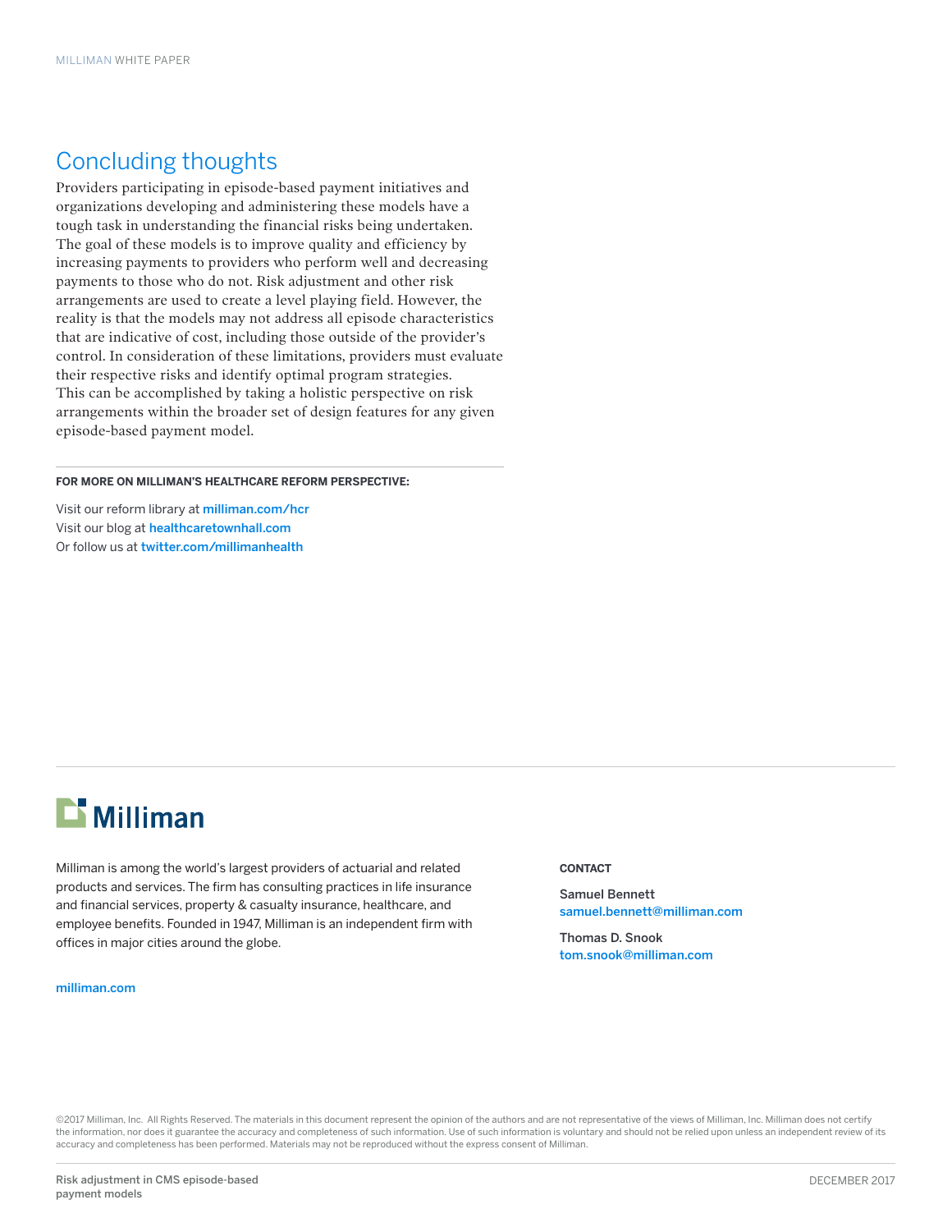## Concluding thoughts

Providers participating in episode-based payment initiatives and organizations developing and administering these models have a tough task in understanding the financial risks being undertaken. The goal of these models is to improve quality and efficiency by increasing payments to providers who perform well and decreasing payments to those who do not. Risk adjustment and other risk arrangements are used to create a level playing field. However, the reality is that the models may not address all episode characteristics that are indicative of cost, including those outside of the provider's control. In consideration of these limitations, providers must evaluate their respective risks and identify optimal program strategies. This can be accomplished by taking a holistic perspective on risk arrangements within the broader set of design features for any given episode-based payment model.

---

**FOR MORE ON MILLIMAN'S HEALTHCARE REFORM PERSPECTIVE:**

Visit our reform library at **milliman.com/hcr**
Visit our blog at **healthcaretownhall.com**
Or follow us at **twitter.com/millimanhealth**

---

# Milliman

Milliman is among the world's largest providers of actuarial and related products and services. The firm has consulting practices in life insurance and financial services, property & casualty insurance, healthcare, and employee benefits. Founded in 1947, Milliman is an independent firm with offices in major cities around the globe.

milliman.com

**CONTACT**

Samuel Bennett
samuel.bennett@milliman.com

Thomas D. Snook
tom.snook@milliman.com

©2017 Milliman, Inc. All Rights Reserved. The materials in this document represent the opinion of the authors and are not representative of the views of Milliman, Inc. Milliman does not certify the information, nor does it guarantee the accuracy and completeness of such information. Use of such information is voluntary and should not be relied upon unless an independent review of its accuracy and completeness has been performed. Materials may not be reproduced without the express consent of Milliman.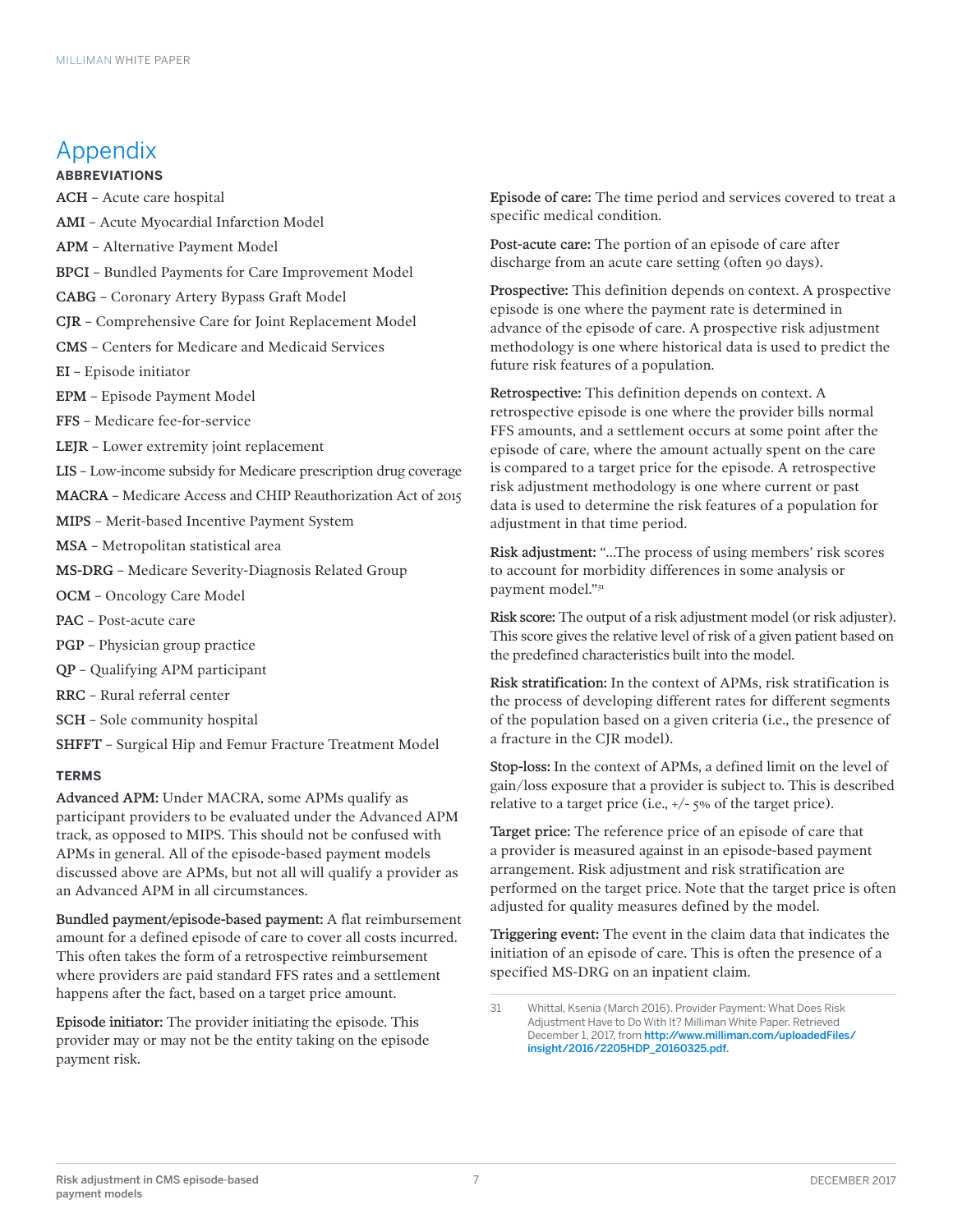# Appendix

## ABBREVIATIONS

**ACH** – Acute care hospital

**AMI** – Acute Myocardial Infarction Model

**APM** – Alternative Payment Model

**BPCI** – Bundled Payments for Care Improvement Model

**CABG** – Coronary Artery Bypass Graft Model

**CJR** – Comprehensive Care for Joint Replacement Model

**CMS** – Centers for Medicare and Medicaid Services

**EI** – Episode initiator

**EPM** – Episode Payment Model

**FFS** – Medicare fee-for-service

**LEJR** – Lower extremity joint replacement

**LIS** – Low-income subsidy for Medicare prescription drug coverage

**MACRA** – Medicare Access and CHIP Reauthorization Act of 2015

**MIPS** – Merit-based Incentive Payment System

**MSA** – Metropolitan statistical area

**MS-DRG** – Medicare Severity-Diagnosis Related Group

**OCM** – Oncology Care Model

**PAC** – Post-acute care

**PGP** – Physician group practice

**QP** – Qualifying APM participant

**RRC** – Rural referral center

**SCH** – Sole community hospital

**SHFFT** – Surgical Hip and Femur Fracture Treatment Model

## TERMS

**Advanced APM:** Under MACRA, some APMs qualify as participant providers to be evaluated under the Advanced APM track, as opposed to MIPS. This should not be confused with APMs in general. All of the episode-based payment models discussed above are APMs, but not all will qualify a provider as an Advanced APM in all circumstances.

**Bundled payment/episode-based payment:** A flat reimbursement amount for a defined episode of care to cover all costs incurred. This often takes the form of a retrospective reimbursement where providers are paid standard FFS rates and a settlement happens after the fact, based on a target price amount.

**Episode initiator:** The provider initiating the episode. This provider may or may not be the entity taking on the episode payment risk.

**Episode of care:** The time period and services covered to treat a specific medical condition.

**Post-acute care:** The portion of an episode of care after discharge from an acute care setting (often 90 days).

**Prospective:** This definition depends on context. A prospective episode is one where the payment rate is determined in advance of the episode of care. A prospective risk adjustment methodology is one where historical data is used to predict the future risk features of a population.

**Retrospective:** This definition depends on context. A retrospective episode is one where the provider bills normal FFS amounts, and a settlement occurs at some point after the episode of care, where the amount actually spent on the care is compared to a target price for the episode. A retrospective risk adjustment methodology is one where current or past data is used to determine the risk features of a population for adjustment in that time period.

**Risk adjustment:** "...The process of using members' risk scores to account for morbidity differences in some analysis or payment model."[31]

**Risk score:** The output of a risk adjustment model (or risk adjuster). This score gives the relative level of risk of a given patient based on the predefined characteristics built into the model.

**Risk stratification:** In the context of APMs, risk stratification is the process of developing different rates for different segments of the population based on a given criteria (i.e., the presence of a fracture in the CJR model).

**Stop-loss:** In the context of APMs, a defined limit on the level of gain/loss exposure that a provider is subject to. This is described relative to a target price (i.e., +/- 5% of the target price).

**Target price:** The reference price of an episode of care that a provider is measured against in an episode-based payment arrangement. Risk adjustment and risk stratification are performed on the target price. Note that the target price is often adjusted for quality measures defined by the model.

**Triggering event:** The event in the claim data that indicates the initiation of an episode of care. This is often the presence of a specified MS-DRG on an inpatient claim.

31 Whittal, Ksenia (March 2016). Provider Payment: What Does Risk Adjustment Have to Do With It? Milliman White Paper. Retrieved December 1, 2017, from http://www.milliman.com/uploadedFiles/insight/2016/2205HDP_20160325.pdf.